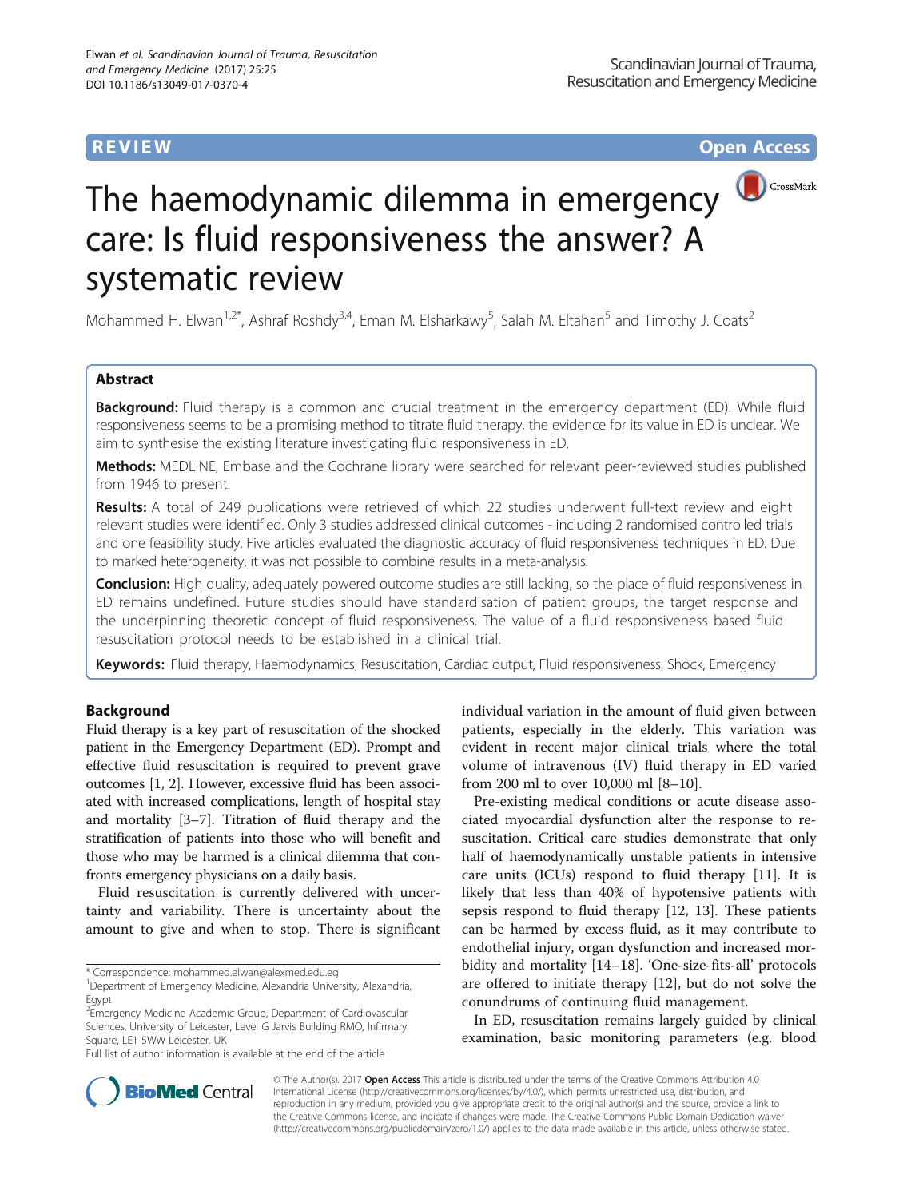REVIEW Open Access

# The haemodynamic dilemma in emergency care: Is fluid responsiveness the answer? A systematic review

Mohammed H. Elwan[1,2*], Ashraf Roshdy[3,4], Eman M. Elsharkawy[5], Salah M. Eltahan[5] and Timothy J. Coats[2]

## Abstract

**Background:** Fluid therapy is a common and crucial treatment in the emergency department (ED). While fluid responsiveness seems to be a promising method to titrate fluid therapy, the evidence for its value in ED is unclear. We aim to synthesise the existing literature investigating fluid responsiveness in ED.

**Methods:** MEDLINE, Embase and the Cochrane library were searched for relevant peer-reviewed studies published from 1946 to present.

**Results:** A total of 249 publications were retrieved of which 22 studies underwent full-text review and eight relevant studies were identified. Only 3 studies addressed clinical outcomes - including 2 randomised controlled trials and one feasibility study. Five articles evaluated the diagnostic accuracy of fluid responsiveness techniques in ED. Due to marked heterogeneity, it was not possible to combine results in a meta-analysis.

**Conclusion:** High quality, adequately powered outcome studies are still lacking, so the place of fluid responsiveness in ED remains undefined. Future studies should have standardisation of patient groups, the target response and the underpinning theoretic concept of fluid responsiveness. The value of a fluid responsiveness based fluid resuscitation protocol needs to be established in a clinical trial.

**Keywords:** Fluid therapy, Haemodynamics, Resuscitation, Cardiac output, Fluid responsiveness, Shock, Emergency

## Background

Fluid therapy is a key part of resuscitation of the shocked patient in the Emergency Department (ED). Prompt and effective fluid resuscitation is required to prevent grave outcomes [1, 2]. However, excessive fluid has been associated with increased complications, length of hospital stay and mortality [3–7]. Titration of fluid therapy and the stratification of patients into those who will benefit and those who may be harmed is a clinical dilemma that confronts emergency physicians on a daily basis.

Fluid resuscitation is currently delivered with uncertainty and variability. There is uncertainty about the amount to give and when to stop. There is significant individual variation in the amount of fluid given between patients, especially in the elderly. This variation was evident in recent major clinical trials where the total volume of intravenous (IV) fluid therapy in ED varied from 200 ml to over 10,000 ml [8–10].

Pre-existing medical conditions or acute disease associated myocardial dysfunction alter the response to resuscitation. Critical care studies demonstrate that only half of haemodynamically unstable patients in intensive care units (ICUs) respond to fluid therapy [11]. It is likely that less than 40% of hypotensive patients with sepsis respond to fluid therapy [12, 13]. These patients can be harmed by excess fluid, as it may contribute to endothelial injury, organ dysfunction and increased morbidity and mortality [14–18]. 'One-size-fits-all' protocols are offered to initiate therapy [12], but do not solve the conundrums of continuing fluid management.

In ED, resuscitation remains largely guided by clinical examination, basic monitoring parameters (e.g. blood

\* Correspondence: mohammed.elwan@alexmed.edu.eg
[1]Department of Emergency Medicine, Alexandria University, Alexandria, Egypt
[2]Emergency Medicine Academic Group, Department of Cardiovascular Sciences, University of Leicester, Level G Jarvis Building RMO, Infirmary Square, LE1 5WW Leicester, UK
Full list of author information is available at the end of the article

© The Author(s). 2017 **Open Access** This article is distributed under the terms of the Creative Commons Attribution 4.0 International License (http://creativecommons.org/licenses/by/4.0/), which permits unrestricted use, distribution, and reproduction in any medium, provided you give appropriate credit to the original author(s) and the source, provide a link to the Creative Commons license, and indicate if changes were made. The Creative Commons Public Domain Dedication waiver (http://creativecommons.org/publicdomain/zero/1.0/) applies to the data made available in this article, unless otherwise stated.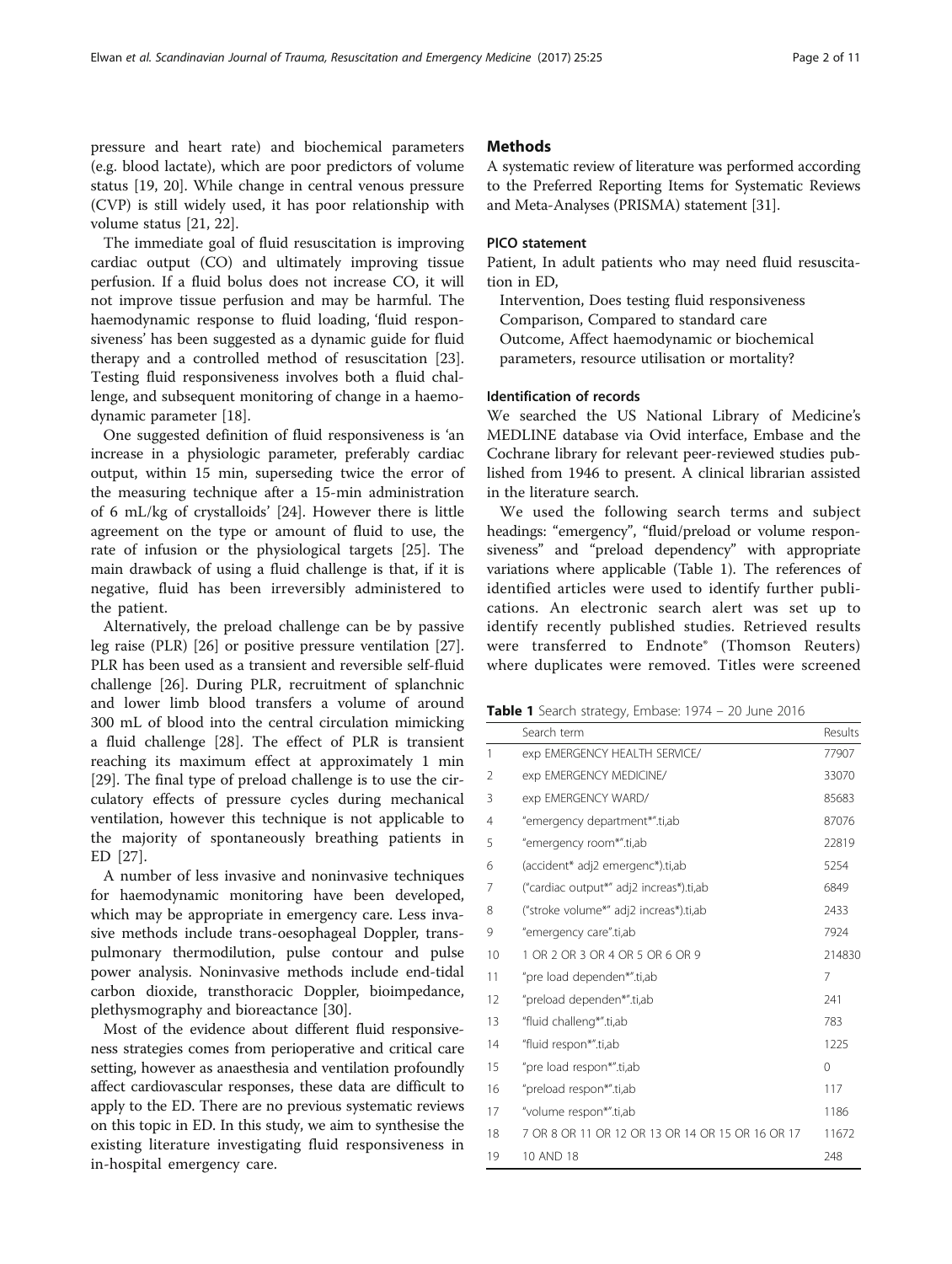pressure and heart rate) and biochemical parameters (e.g. blood lactate), which are poor predictors of volume status [19, 20]. While change in central venous pressure (CVP) is still widely used, it has poor relationship with volume status [21, 22].

The immediate goal of fluid resuscitation is improving cardiac output (CO) and ultimately improving tissue perfusion. If a fluid bolus does not increase CO, it will not improve tissue perfusion and may be harmful. The haemodynamic response to fluid loading, 'fluid responsiveness' has been suggested as a dynamic guide for fluid therapy and a controlled method of resuscitation [23]. Testing fluid responsiveness involves both a fluid challenge, and subsequent monitoring of change in a haemodynamic parameter [18].

One suggested definition of fluid responsiveness is 'an increase in a physiologic parameter, preferably cardiac output, within 15 min, superseding twice the error of the measuring technique after a 15-min administration of 6 mL/kg of crystalloids' [24]. However there is little agreement on the type or amount of fluid to use, the rate of infusion or the physiological targets [25]. The main drawback of using a fluid challenge is that, if it is negative, fluid has been irreversibly administered to the patient.

Alternatively, the preload challenge can be by passive leg raise (PLR) [26] or positive pressure ventilation [27]. PLR has been used as a transient and reversible self-fluid challenge [26]. During PLR, recruitment of splanchnic and lower limb blood transfers a volume of around 300 mL of blood into the central circulation mimicking a fluid challenge [28]. The effect of PLR is transient reaching its maximum effect at approximately 1 min [29]. The final type of preload challenge is to use the circulatory effects of pressure cycles during mechanical ventilation, however this technique is not applicable to the majority of spontaneously breathing patients in ED [27].

A number of less invasive and noninvasive techniques for haemodynamic monitoring have been developed, which may be appropriate in emergency care. Less invasive methods include trans-oesophageal Doppler, transpulmonary thermodilution, pulse contour and pulse power analysis. Noninvasive methods include end-tidal carbon dioxide, transthoracic Doppler, bioimpedance, plethysmography and bioreactance [30].

Most of the evidence about different fluid responsiveness strategies comes from perioperative and critical care setting, however as anaesthesia and ventilation profoundly affect cardiovascular responses, these data are difficult to apply to the ED. There are no previous systematic reviews on this topic in ED. In this study, we aim to synthesise the existing literature investigating fluid responsiveness in in-hospital emergency care.

## Methods

A systematic review of literature was performed according to the Preferred Reporting Items for Systematic Reviews and Meta-Analyses (PRISMA) statement [31].

### PICO statement

Patient, In adult patients who may need fluid resuscitation in ED,

Intervention, Does testing fluid responsiveness

Comparison, Compared to standard care

Outcome, Affect haemodynamic or biochemical parameters, resource utilisation or mortality?

### Identification of records

We searched the US National Library of Medicine's MEDLINE database via Ovid interface, Embase and the Cochrane library for relevant peer-reviewed studies published from 1946 to present. A clinical librarian assisted in the literature search.

We used the following search terms and subject headings: "emergency", "fluid/preload or volume responsiveness" and "preload dependency" with appropriate variations where applicable (Table 1). The references of identified articles were used to identify further publications. An electronic search alert was set up to identify recently published studies. Retrieved results were transferred to Endnote® (Thomson Reuters) where duplicates were removed. Titles were screened

**Table 1** Search strategy, Embase: 1974 – 20 June 2016

| | Search term | Results |
|---|---|---|
| 1 | exp EMERGENCY HEALTH SERVICE/ | 77907 |
| 2 | exp EMERGENCY MEDICINE/ | 33070 |
| 3 | exp EMERGENCY WARD/ | 85683 |
| 4 | "emergency department*".ti,ab | 87076 |
| 5 | "emergency room*".ti,ab | 22819 |
| 6 | (accident* adj2 emergenc*).ti,ab | 5254 |
| 7 | ("cardiac output*" adj2 increas*).ti,ab | 6849 |
| 8 | ("stroke volume*" adj2 increas*).ti,ab | 2433 |
| 9 | "emergency care".ti,ab | 7924 |
| 10 | 1 OR 2 OR 3 OR 4 OR 5 OR 6 OR 9 | 214830 |
| 11 | "pre load dependen*".ti,ab | 7 |
| 12 | "preload dependen*".ti,ab | 241 |
| 13 | "fluid challeng*".ti,ab | 783 |
| 14 | "fluid respon*".ti,ab | 1225 |
| 15 | "pre load respon*".ti,ab | 0 |
| 16 | "preload respon*".ti,ab | 117 |
| 17 | "volume respon*".ti,ab | 1186 |
| 18 | 7 OR 8 OR 11 OR 12 OR 13 OR 14 OR 15 OR 16 OR 17 | 11672 |
| 19 | 10 AND 18 | 248 |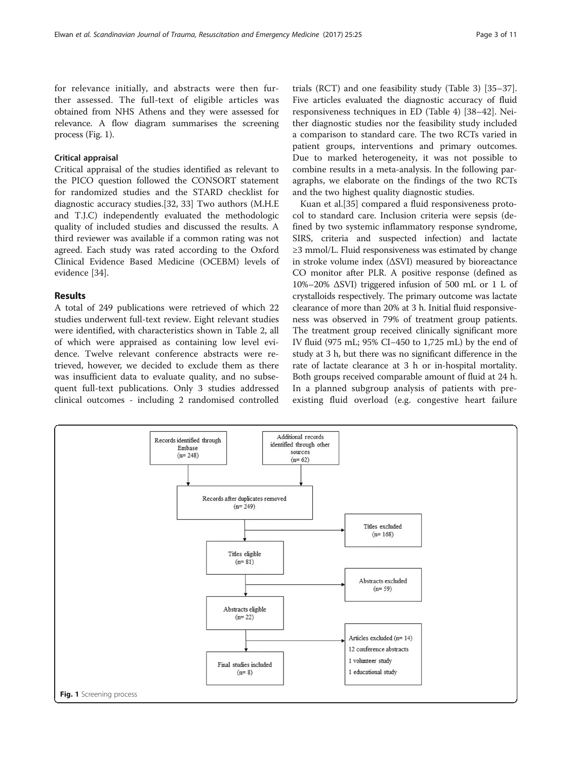for relevance initially, and abstracts were then further assessed. The full-text of eligible articles was obtained from NHS Athens and they were assessed for relevance. A flow diagram summarises the screening process (Fig. 1).

### Critical appraisal

Critical appraisal of the studies identified as relevant to the PICO question followed the CONSORT statement for randomized studies and the STARD checklist for diagnostic accuracy studies.[32, 33] Two authors (M.H.E and T.J.C) independently evaluated the methodologic quality of included studies and discussed the results. A third reviewer was available if a common rating was not agreed. Each study was rated according to the Oxford Clinical Evidence Based Medicine (OCEBM) levels of evidence [34].

## Results

A total of 249 publications were retrieved of which 22 studies underwent full-text review. Eight relevant studies were identified, with characteristics shown in Table 2, all of which were appraised as containing low level evidence. Twelve relevant conference abstracts were retrieved, however, we decided to exclude them as there was insufficient data to evaluate quality, and no subsequent full-text publications. Only 3 studies addressed clinical outcomes - including 2 randomised controlled trials (RCT) and one feasibility study (Table 3) [35–37]. Five articles evaluated the diagnostic accuracy of fluid responsiveness techniques in ED (Table 4) [38–42]. Neither diagnostic studies nor the feasibility study included a comparison to standard care. The two RCTs varied in patient groups, interventions and primary outcomes. Due to marked heterogeneity, it was not possible to combine results in a meta-analysis. In the following paragraphs, we elaborate on the findings of the two RCTs and the two highest quality diagnostic studies.

Kuan et al.[35] compared a fluid responsiveness protocol to standard care. Inclusion criteria were sepsis (defined by two systemic inflammatory response syndrome, SIRS, criteria and suspected infection) and lactate ≥3 mmol/L. Fluid responsiveness was estimated by change in stroke volume index (ΔSVI) measured by bioreactance CO monitor after PLR. A positive response (defined as 10%–20% ΔSVI) triggered infusion of 500 mL or 1 L of crystalloids respectively. The primary outcome was lactate clearance of more than 20% at 3 h. Initial fluid responsiveness was observed in 79% of treatment group patients. The treatment group received clinically significant more IV fluid (975 mL; 95% CI–450 to 1,725 mL) by the end of study at 3 h, but there was no significant difference in the rate of lactate clearance at 3 h or in-hospital mortality. Both groups received comparable amount of fluid at 24 h. In a planned subgroup analysis of patients with pre-existing fluid overload (e.g. congestive heart failure

Records identified through Embase (n= 248)
Additional records identified through other sources (n= 62)
Records after duplicates removed (n= 249)
Titles excluded (n= 168)
Titles eligible (n= 81)
Abstracts excluded (n= 59)
Abstracts eligible (n= 22)
Articles excluded (n= 14): 12 conference abstracts; 1 volunteer study; 1 educational study
Final studies included (n= 8)

**Fig. 1** Screening process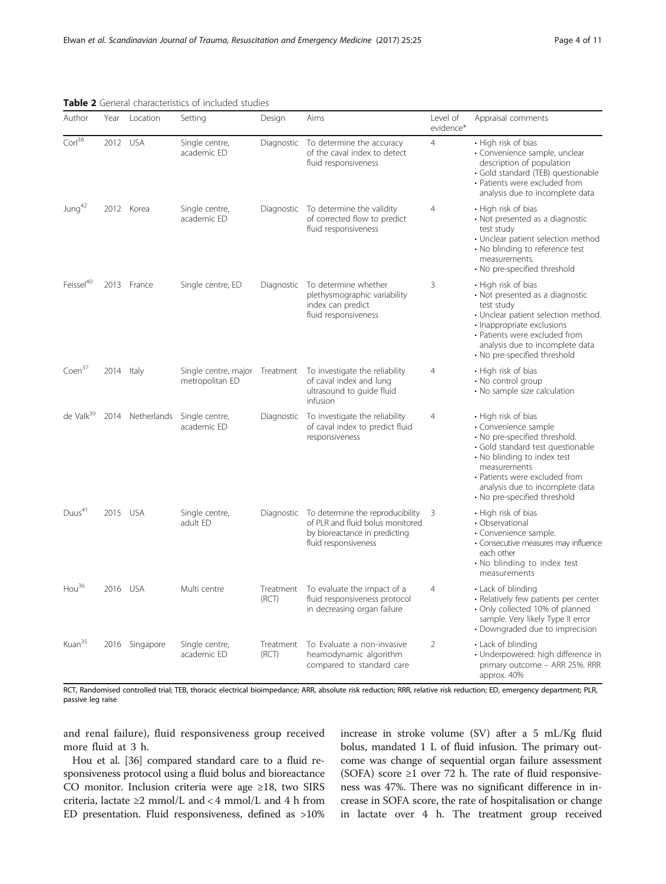**Table 2** General characteristics of included studies

| Author | Year | Location | Setting | Design | Aims | Level of evidence* | Appraisal comments |
|---|---|---|---|---|---|---|---|
| Corl[38] | 2012 | USA | Single centre, academic ED | Diagnostic | To determine the accuracy of the caval index to detect fluid responsiveness | 4 | • High risk of bias<br>• Convenience sample, unclear description of population<br>• Gold standard (TEB) questionable<br>• Patients were excluded from analysis due to incomplete data |
| Jung[42] | 2012 | Korea | Single centre, academic ED | Diagnostic | To determine the validity of corrected flow to predict fluid responsiveness | 4 | • High risk of bias<br>• Not presented as a diagnostic test study<br>• Unclear patient selection method<br>• No blinding to reference test measurements.<br>• No pre-specified threshold |
| Feissel[40] | 2013 | France | Single centre, ED | Diagnostic | To determine whether plethysmographic variability index can predict fluid responsiveness | 3 | • High risk of bias<br>• Not presented as a diagnostic test study<br>• Unclear patient selection method.<br>• Inappropriate exclusions<br>• Patients were excluded from analysis due to incomplete data<br>• No pre-specified threshold |
| Coen[37] | 2014 | Italy | Single centre, major metropolitan ED | Treatment | To investigate the reliability of caval index and lung ultrasound to guide fluid infusion | 4 | • High risk of bias<br>• No control group<br>• No sample size calculation |
| de Valk[39] | 2014 | Netherlands | Single centre, academic ED | Diagnostic | To investigate the reliability of caval index to predict fluid responsiveness | 4 | • High risk of bias<br>• Convenience sample<br>• No pre-specified threshold.<br>• Gold standard test questionable<br>• No blinding to index test measurements<br>• Patients were excluded from analysis due to incomplete data<br>• No pre-specified threshold |
| Duus[41] | 2015 | USA | Single centre, adult ED | Diagnostic | To determine the reproducibility of PLR and fluid bolus monitored by bioreactance in predicting fluid responsiveness | 3 | • High risk of bias<br>• Observational<br>• Convenience sample.<br>• Consecutive measures may influence each other<br>• No blinding to index test measurements |
| Hou[36] | 2016 | USA | Multi centre | Treatment (RCT) | To evaluate the impact of a fluid responsiveness protocol in decreasing organ failure | 4 | • Lack of blinding<br>• Relatively few patients per center<br>• Only collected 10% of planned sample. Very likely Type II error<br>• Downgraded due to imprecision |
| Kuan[35] | 2016 | Singapore | Single centre, academic ED | Treatment (RCT) | To Evaluate a non-invasive heamodynamic algorithm compared to standard care | 2 | • Lack of blinding<br>• Underpowered: high difference in primary outcome – ARR 25%. RRR approx. 40% |

RCT, Randomised controlled trial; TEB, thoracic electrical bioimpedance; ARR, absolute risk reduction; RRR, relative risk reduction; ED, emergency department; PLR, passive leg raise

and renal failure), fluid responsiveness group received more fluid at 3 h.

Hou et al. [36] compared standard care to a fluid responsiveness protocol using a fluid bolus and bioreactance CO monitor. Inclusion criteria were age ≥18, two SIRS criteria, lactate ≥2 mmol/L and < 4 mmol/L and 4 h from ED presentation. Fluid responsiveness, defined as >10% increase in stroke volume (SV) after a 5 mL/Kg fluid bolus, mandated 1 L of fluid infusion. The primary outcome was change of sequential organ failure assessment (SOFA) score ≥1 over 72 h. The rate of fluid responsiveness was 47%. There was no significant difference in increase in SOFA score, the rate of hospitalisation or change in lactate over 4 h. The treatment group received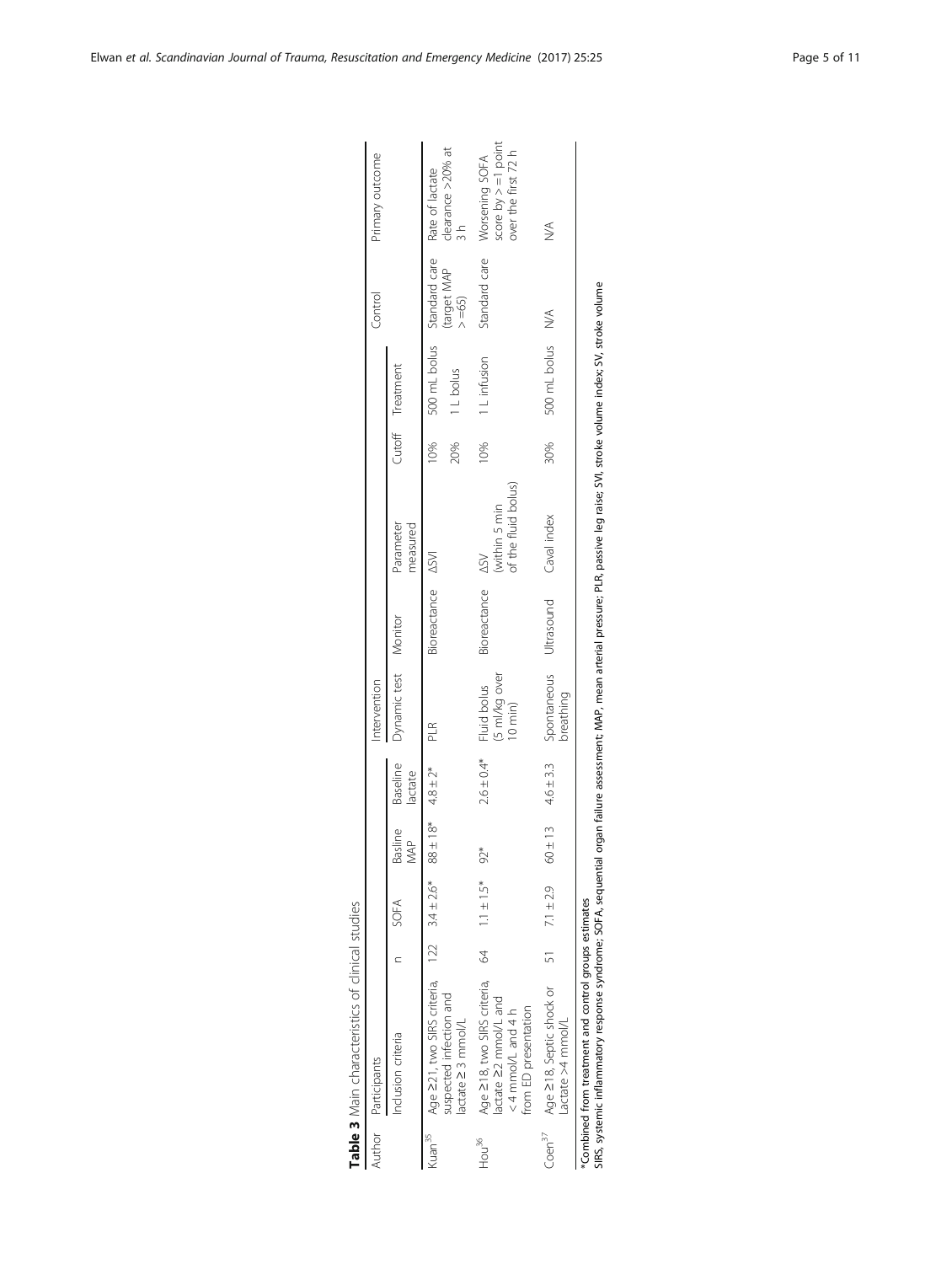**Table 3** Main characteristics of clinical studies

| Author | Participants | | | | | | Intervention | | | | | Control | Primary outcome |
|---|---|---|---|---|---|---|---|---|---|---|---|---|---|
| | Inclusion criteria | n | SOFA | Basline MAP | Baseline lactate | | Dynamic test | Monitor | Parameter measured | Cutoff | Treatment | | |
| Kuan[35] | Age ≥21, two SIRS criteria, suspected infection and lactate ≥ 3 mmol/L | 122 | 3.4 ± 2.6* | 88 ± 18* | 4.8 ± 2* | | PLR | Bioreactance | ΔSVI | 10%<br>20% | 500 mL bolus<br>1 L bolus | Standard care (target MAP > =65) | Rate of lactate clearance >20% at 3 h |
| Hou[36] | Age ≥18, two SIRS criteria, lactate ≥2 mmol/L and < 4 mmol/L and 4 h from ED presentation | 64 | 1.1 ± 1.5* | 92* | 2.6 ± 0.4* | | Fluid bolus (5 ml/kg over 10 min) | Bioreactance | ΔSV (within 5 min of the fluid bolus) | 10% | 1 L infusion | Standard care | Worsening SOFA score by > =1 point over the first 72 h |
| Coen[37] | Age ≥18, Septic shock or Lactate >4 mmol/L | 51 | 7.1 ± 2.9 | 60 ± 13 | 4.6 ± 3.3 | | Spontaneous breathing | Ultrasound | Caval index | 30% | 500 mL bolus | N/A | N/A |

*Combined from treatment and control groups estimates

SIRS, systemic inflammatory response syndrome; SOFA, sequential organ failure assessment; MAP, mean arterial pressure; PLR, passive leg raise; SVI, stroke volume index; SV, stroke volume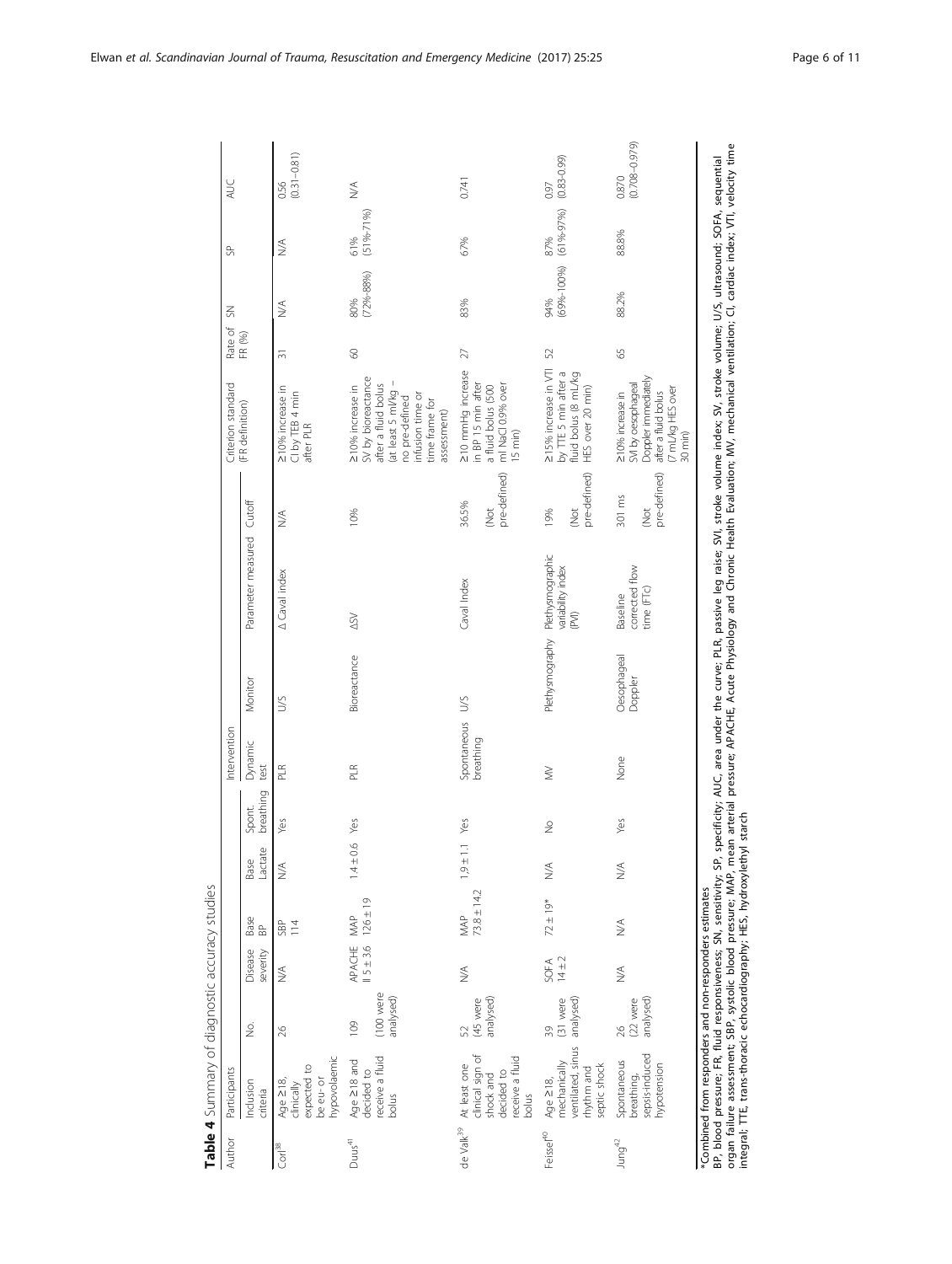**Table 4** Summary of diagnostic accuracy studies

| Author | Participants | | | | | | | Intervention | | | | Criterion standard (FR definition) | Rate of FR (%) | SN | SP | AUC |
|---|---|---|---|---|---|---|---|---|---|---|---|---|---|---|---|---|
| | Inclusion criteria | No. | Disease severity | Base BP | Base Lactate | Spont. breathing | Dynamic test | Monitor | Parameter measured | Cutoff | | | | | | |
| Corl[38] | Age ≥18, clinically expected to be eu- or hypovolaemic | 26 | N/A | SBP 114 | N/A | Yes | PLR | U/S | Δ Caval index | N/A | ≥10% increase in CI by TEB 4 min after PLR | 31 | N/A | N/A | 0.56 (0.31–0.81) | |
| Duus[41] | Age ≥18 and decided to receive a fluid bolus | 109 (100 were analysed) | APACHE II 5 ± 3.6 | MAP 126 ± 19 | 1.4 ± 0.6 | Yes | PLR | Bioreactance | ΔSV | 10% | ≥10% increase in SV by bioreactance after a fluid bolus (at least 5 ml/kg – no pre-defined infusion time or time frame for assessment) | 60 | 80% (72%-88%) | 61% (51%-71%) | N/A | |
| de Valk[39] | At least one clinical sign of shock and decided to receive a fluid bolus | 52 (45 were analysed) | N/A | MAP 73.8 ± 14.2 | 1.9 ± 1.1 | Yes | Spontaneous breathing | U/S | Caval Index | 36.5% (Not pre-defined) | ≥10 mmHg increase in BP 15 min after a fluid bolus (500 ml NaCl 0.9% over 15 min) | 27 | 83% | 67% | 0.741 | |
| Feissel[40] | Age ≥18, mechanically ventilated, sinus rhythm and septic shock | 39 (31 were analysed) | SOFA 14 ± 2 | 72 ± 19* | N/A | No | MV | Plethysmography | Plethysmographic variability index (PVI) | 19% (Not pre-defined) | ≥15% increase in VTI by TTE 5 min after a fluid bolus (8 mL/kg HES over 20 min) | 52 | 94% (69%-100%) | 87% (61%-97%) | 0.97 (0.83-0.99) | |
| Jung[42] | Spontaneous breathing, sepsis-induced hypotension | 26 (22 were analysed) | N/A | N/A | N/A | Yes | None | Oesophageal Doppler | Baseline corrected flow time (FTc) | 301 ms (Not pre-defined) | ≥10% increase in SVI by oesophageal Doppler immediately after a fluid bolus (7 mL/kg HES over 30 min) | 65 | 88.2% | 88.8% | 0.870 (0.708–0.979) | |

*Combined from responders and non-responders estimates

BP, blood pressure; FR, fluid responsiveness; SN, sensitivity; SP, specificity; AUC, area under the curve; PLR, passive leg raise; SVI, stroke volume index; SV, stroke volume; U/S, ultrasound; SOFA, sequential organ failure assessment; SBP, systolic blood pressure; MAP, mean arterial pressure; APACHE, Acute Physiology and Chronic Health Evaluation; MV, mechanical ventilation; CI, cardiac index; VTI, velocity time integral; TTE, trans-thoracic echocardiography; HES, hydroxylethyl starch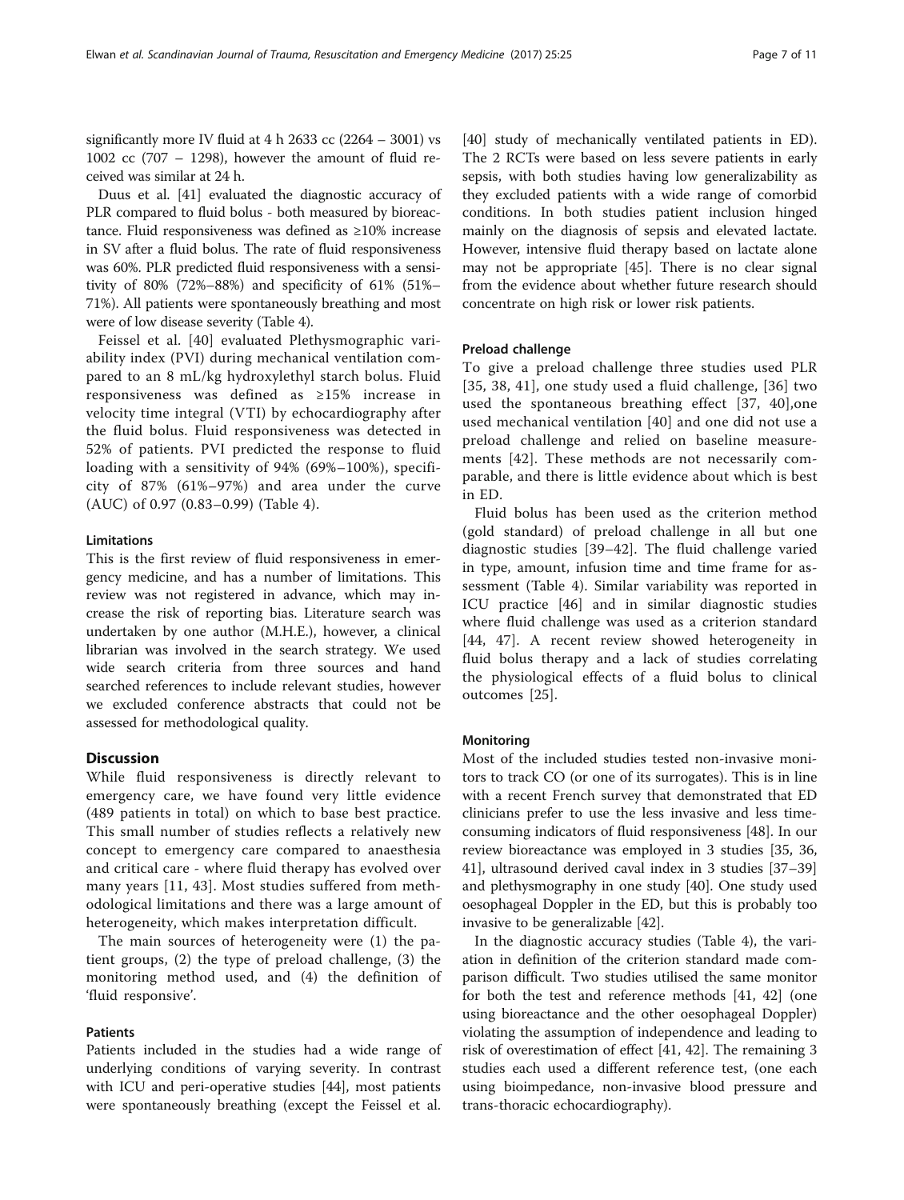significantly more IV fluid at 4 h 2633 cc (2264 – 3001) vs 1002 cc (707 – 1298), however the amount of fluid received was similar at 24 h.

Duus et al. [41] evaluated the diagnostic accuracy of PLR compared to fluid bolus - both measured by bioreactance. Fluid responsiveness was defined as ≥10% increase in SV after a fluid bolus. The rate of fluid responsiveness was 60%. PLR predicted fluid responsiveness with a sensitivity of 80% (72%–88%) and specificity of 61% (51%–71%). All patients were spontaneously breathing and most were of low disease severity (Table 4).

Feissel et al. [40] evaluated Plethysmographic variability index (PVI) during mechanical ventilation compared to an 8 mL/kg hydroxylethyl starch bolus. Fluid responsiveness was defined as ≥15% increase in velocity time integral (VTI) by echocardiography after the fluid bolus. Fluid responsiveness was detected in 52% of patients. PVI predicted the response to fluid loading with a sensitivity of 94% (69%–100%), specificity of 87% (61%–97%) and area under the curve (AUC) of 0.97 (0.83–0.99) (Table 4).

### Limitations

This is the first review of fluid responsiveness in emergency medicine, and has a number of limitations. This review was not registered in advance, which may increase the risk of reporting bias. Literature search was undertaken by one author (M.H.E.), however, a clinical librarian was involved in the search strategy. We used wide search criteria from three sources and hand searched references to include relevant studies, however we excluded conference abstracts that could not be assessed for methodological quality.

## Discussion

While fluid responsiveness is directly relevant to emergency care, we have found very little evidence (489 patients in total) on which to base best practice. This small number of studies reflects a relatively new concept to emergency care compared to anaesthesia and critical care - where fluid therapy has evolved over many years [11, 43]. Most studies suffered from methodological limitations and there was a large amount of heterogeneity, which makes interpretation difficult.

The main sources of heterogeneity were (1) the patient groups, (2) the type of preload challenge, (3) the monitoring method used, and (4) the definition of 'fluid responsive'.

### Patients

Patients included in the studies had a wide range of underlying conditions of varying severity. In contrast with ICU and peri-operative studies [44], most patients were spontaneously breathing (except the Feissel et al. [40] study of mechanically ventilated patients in ED). The 2 RCTs were based on less severe patients in early sepsis, with both studies having low generalizability as they excluded patients with a wide range of comorbid conditions. In both studies patient inclusion hinged mainly on the diagnosis of sepsis and elevated lactate. However, intensive fluid therapy based on lactate alone may not be appropriate [45]. There is no clear signal from the evidence about whether future research should concentrate on high risk or lower risk patients.

### Preload challenge

To give a preload challenge three studies used PLR [35, 38, 41], one study used a fluid challenge, [36] two used the spontaneous breathing effect [37, 40],one used mechanical ventilation [40] and one did not use a preload challenge and relied on baseline measurements [42]. These methods are not necessarily comparable, and there is little evidence about which is best in ED.

Fluid bolus has been used as the criterion method (gold standard) of preload challenge in all but one diagnostic studies [39–42]. The fluid challenge varied in type, amount, infusion time and time frame for assessment (Table 4). Similar variability was reported in ICU practice [46] and in similar diagnostic studies where fluid challenge was used as a criterion standard [44, 47]. A recent review showed heterogeneity in fluid bolus therapy and a lack of studies correlating the physiological effects of a fluid bolus to clinical outcomes [25].

### Monitoring

Most of the included studies tested non-invasive monitors to track CO (or one of its surrogates). This is in line with a recent French survey that demonstrated that ED clinicians prefer to use the less invasive and less time-consuming indicators of fluid responsiveness [48]. In our review bioreactance was employed in 3 studies [35, 36, 41], ultrasound derived caval index in 3 studies [37–39] and plethysmography in one study [40]. One study used oesophageal Doppler in the ED, but this is probably too invasive to be generalizable [42].

In the diagnostic accuracy studies (Table 4), the variation in definition of the criterion standard made comparison difficult. Two studies utilised the same monitor for both the test and reference methods [41, 42] (one using bioreactance and the other oesophageal Doppler) violating the assumption of independence and leading to risk of overestimation of effect [41, 42]. The remaining 3 studies each used a different reference test, (one each using bioimpedance, non-invasive blood pressure and trans-thoracic echocardiography).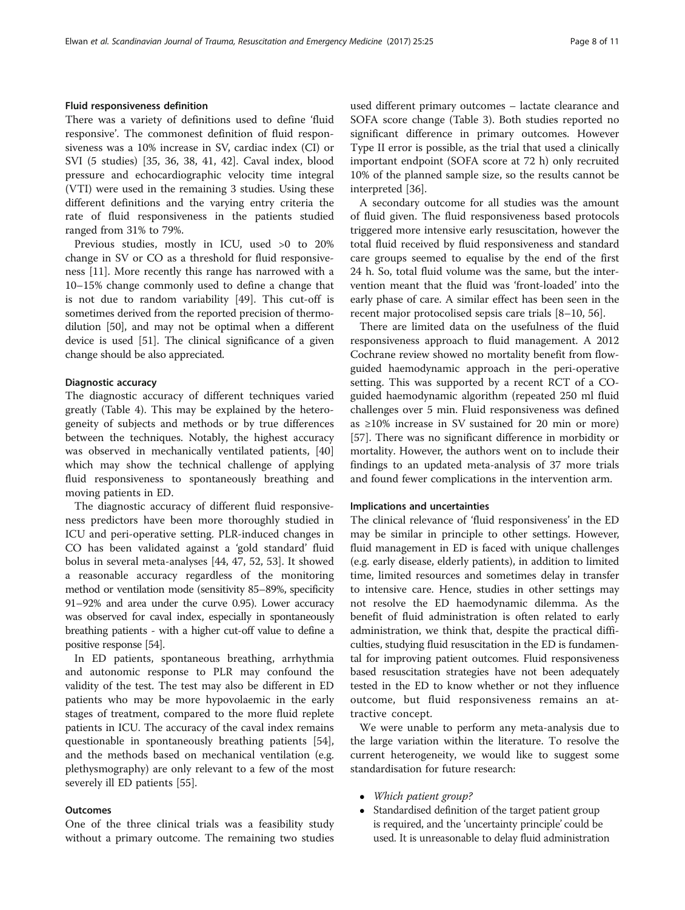### Fluid responsiveness definition

There was a variety of definitions used to define 'fluid responsive'. The commonest definition of fluid responsiveness was a 10% increase in SV, cardiac index (CI) or SVI (5 studies) [35, 36, 38, 41, 42]. Caval index, blood pressure and echocardiographic velocity time integral (VTI) were used in the remaining 3 studies. Using these different definitions and the varying entry criteria the rate of fluid responsiveness in the patients studied ranged from 31% to 79%.

Previous studies, mostly in ICU, used >0 to 20% change in SV or CO as a threshold for fluid responsiveness [11]. More recently this range has narrowed with a 10–15% change commonly used to define a change that is not due to random variability [49]. This cut-off is sometimes derived from the reported precision of thermodilution [50], and may not be optimal when a different device is used [51]. The clinical significance of a given change should be also appreciated.

### Diagnostic accuracy

The diagnostic accuracy of different techniques varied greatly (Table 4). This may be explained by the heterogeneity of subjects and methods or by true differences between the techniques. Notably, the highest accuracy was observed in mechanically ventilated patients, [40] which may show the technical challenge of applying fluid responsiveness to spontaneously breathing and moving patients in ED.

The diagnostic accuracy of different fluid responsiveness predictors have been more thoroughly studied in ICU and peri-operative setting. PLR-induced changes in CO has been validated against a 'gold standard' fluid bolus in several meta-analyses [44, 47, 52, 53]. It showed a reasonable accuracy regardless of the monitoring method or ventilation mode (sensitivity 85–89%, specificity 91–92% and area under the curve 0.95). Lower accuracy was observed for caval index, especially in spontaneously breathing patients - with a higher cut-off value to define a positive response [54].

In ED patients, spontaneous breathing, arrhythmia and autonomic response to PLR may confound the validity of the test. The test may also be different in ED patients who may be more hypovolaemic in the early stages of treatment, compared to the more fluid replete patients in ICU. The accuracy of the caval index remains questionable in spontaneously breathing patients [54], and the methods based on mechanical ventilation (e.g. plethysmography) are only relevant to a few of the most severely ill ED patients [55].

### Outcomes

One of the three clinical trials was a feasibility study without a primary outcome. The remaining two studies used different primary outcomes – lactate clearance and SOFA score change (Table 3). Both studies reported no significant difference in primary outcomes. However Type II error is possible, as the trial that used a clinically important endpoint (SOFA score at 72 h) only recruited 10% of the planned sample size, so the results cannot be interpreted [36].

A secondary outcome for all studies was the amount of fluid given. The fluid responsiveness based protocols triggered more intensive early resuscitation, however the total fluid received by fluid responsiveness and standard care groups seemed to equalise by the end of the first 24 h. So, total fluid volume was the same, but the intervention meant that the fluid was 'front-loaded' into the early phase of care. A similar effect has been seen in the recent major protocolised sepsis care trials [8–10, 56].

There are limited data on the usefulness of the fluid responsiveness approach to fluid management. A 2012 Cochrane review showed no mortality benefit from flow-guided haemodynamic approach in the peri-operative setting. This was supported by a recent RCT of a CO-guided haemodynamic algorithm (repeated 250 ml fluid challenges over 5 min. Fluid responsiveness was defined as ≥10% increase in SV sustained for 20 min or more) [57]. There was no significant difference in morbidity or mortality. However, the authors went on to include their findings to an updated meta-analysis of 37 more trials and found fewer complications in the intervention arm.

### Implications and uncertainties

The clinical relevance of 'fluid responsiveness' in the ED may be similar in principle to other settings. However, fluid management in ED is faced with unique challenges (e.g. early disease, elderly patients), in addition to limited time, limited resources and sometimes delay in transfer to intensive care. Hence, studies in other settings may not resolve the ED haemodynamic dilemma. As the benefit of fluid administration is often related to early administration, we think that, despite the practical difficulties, studying fluid resuscitation in the ED is fundamental for improving patient outcomes. Fluid responsiveness based resuscitation strategies have not been adequately tested in the ED to know whether or not they influence outcome, but fluid responsiveness remains an attractive concept.

We were unable to perform any meta-analysis due to the large variation within the literature. To resolve the current heterogeneity, we would like to suggest some standardisation for future research:

- *Which patient group?*
- Standardised definition of the target patient group is required, and the 'uncertainty principle' could be used. It is unreasonable to delay fluid administration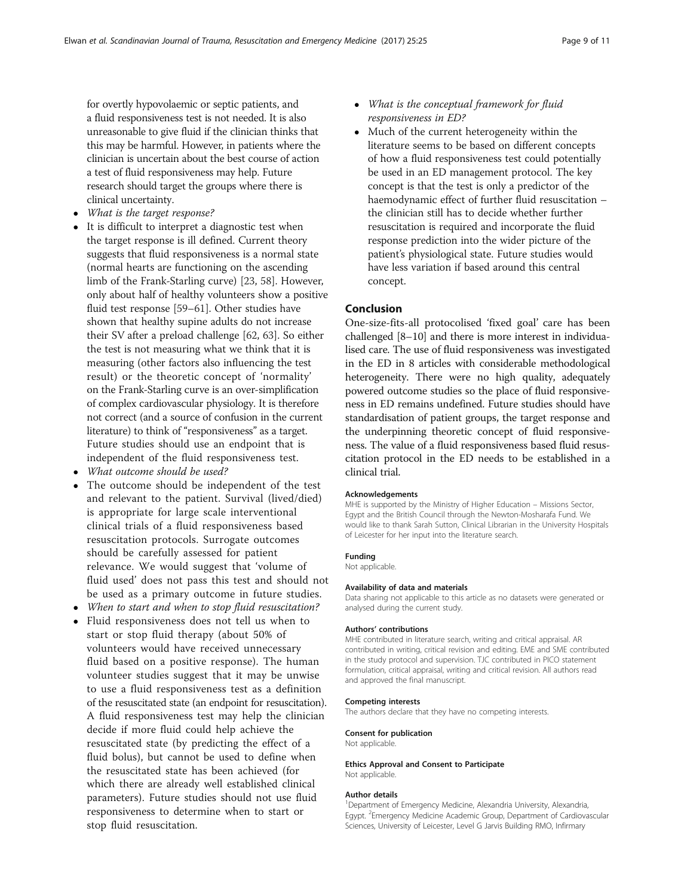for overtly hypovolaemic or septic patients, and a fluid responsiveness test is not needed. It is also unreasonable to give fluid if the clinician thinks that this may be harmful. However, in patients where the clinician is uncertain about the best course of action a test of fluid responsiveness may help. Future research should target the groups where there is clinical uncertainty.

- *What is the target response?*
- It is difficult to interpret a diagnostic test when the target response is ill defined. Current theory suggests that fluid responsiveness is a normal state (normal hearts are functioning on the ascending limb of the Frank-Starling curve) [23, 58]. However, only about half of healthy volunteers show a positive fluid test response [59–61]. Other studies have shown that healthy supine adults do not increase their SV after a preload challenge [62, 63]. So either the test is not measuring what we think that it is measuring (other factors also influencing the test result) or the theoretic concept of 'normality' on the Frank-Starling curve is an over-simplification of complex cardiovascular physiology. It is therefore not correct (and a source of confusion in the current literature) to think of "responsiveness" as a target. Future studies should use an endpoint that is independent of the fluid responsiveness test.
- *What outcome should be used?*
- The outcome should be independent of the test and relevant to the patient. Survival (lived/died) is appropriate for large scale interventional clinical trials of a fluid responsiveness based resuscitation protocols. Surrogate outcomes should be carefully assessed for patient relevance. We would suggest that 'volume of fluid used' does not pass this test and should not be used as a primary outcome in future studies.
- *When to start and when to stop fluid resuscitation?*
- Fluid responsiveness does not tell us when to start or stop fluid therapy (about 50% of volunteers would have received unnecessary fluid based on a positive response). The human volunteer studies suggest that it may be unwise to use a fluid responsiveness test as a definition of the resuscitated state (an endpoint for resuscitation). A fluid responsiveness test may help the clinician decide if more fluid could help achieve the resuscitated state (by predicting the effect of a fluid bolus), but cannot be used to define when the resuscitated state has been achieved (for which there are already well established clinical parameters). Future studies should not use fluid responsiveness to determine when to start or stop fluid resuscitation.
- *What is the conceptual framework for fluid responsiveness in ED?*
- Much of the current heterogeneity within the literature seems to be based on different concepts of how a fluid responsiveness test could potentially be used in an ED management protocol. The key concept is that the test is only a predictor of the haemodynamic effect of further fluid resuscitation – the clinician still has to decide whether further resuscitation is required and incorporate the fluid response prediction into the wider picture of the patient's physiological state. Future studies would have less variation if based around this central concept.

## Conclusion

One-size-fits-all protocolised 'fixed goal' care has been challenged [8–10] and there is more interest in individualised care. The use of fluid responsiveness was investigated in the ED in 8 articles with considerable methodological heterogeneity. There were no high quality, adequately powered outcome studies so the place of fluid responsiveness in ED remains undefined. Future studies should have standardisation of patient groups, the target response and the underpinning theoretic concept of fluid responsiveness. The value of a fluid responsiveness based fluid resuscitation protocol in the ED needs to be established in a clinical trial.

#### Acknowledgements

MHE is supported by the Ministry of Higher Education – Missions Sector, Egypt and the British Council through the Newton-Mosharafa Fund. We would like to thank Sarah Sutton, Clinical Librarian in the University Hospitals of Leicester for her input into the literature search.

#### Funding

Not applicable.

#### Availability of data and materials

Data sharing not applicable to this article as no datasets were generated or analysed during the current study.

#### Authors' contributions

MHE contributed in literature search, writing and critical appraisal. AR contributed in writing, critical revision and editing. EME and SME contributed in the study protocol and supervision. TJC contributed in PICO statement formulation, critical appraisal, writing and critical revision. All authors read and approved the final manuscript.

#### Competing interests

The authors declare that they have no competing interests.

#### Consent for publication

Not applicable.

#### Ethics Approval and Consent to Participate

Not applicable.

#### Author details

[1]Department of Emergency Medicine, Alexandria University, Alexandria, Egypt. [2]Emergency Medicine Academic Group, Department of Cardiovascular Sciences, University of Leicester, Level G Jarvis Building RMO, Infirmary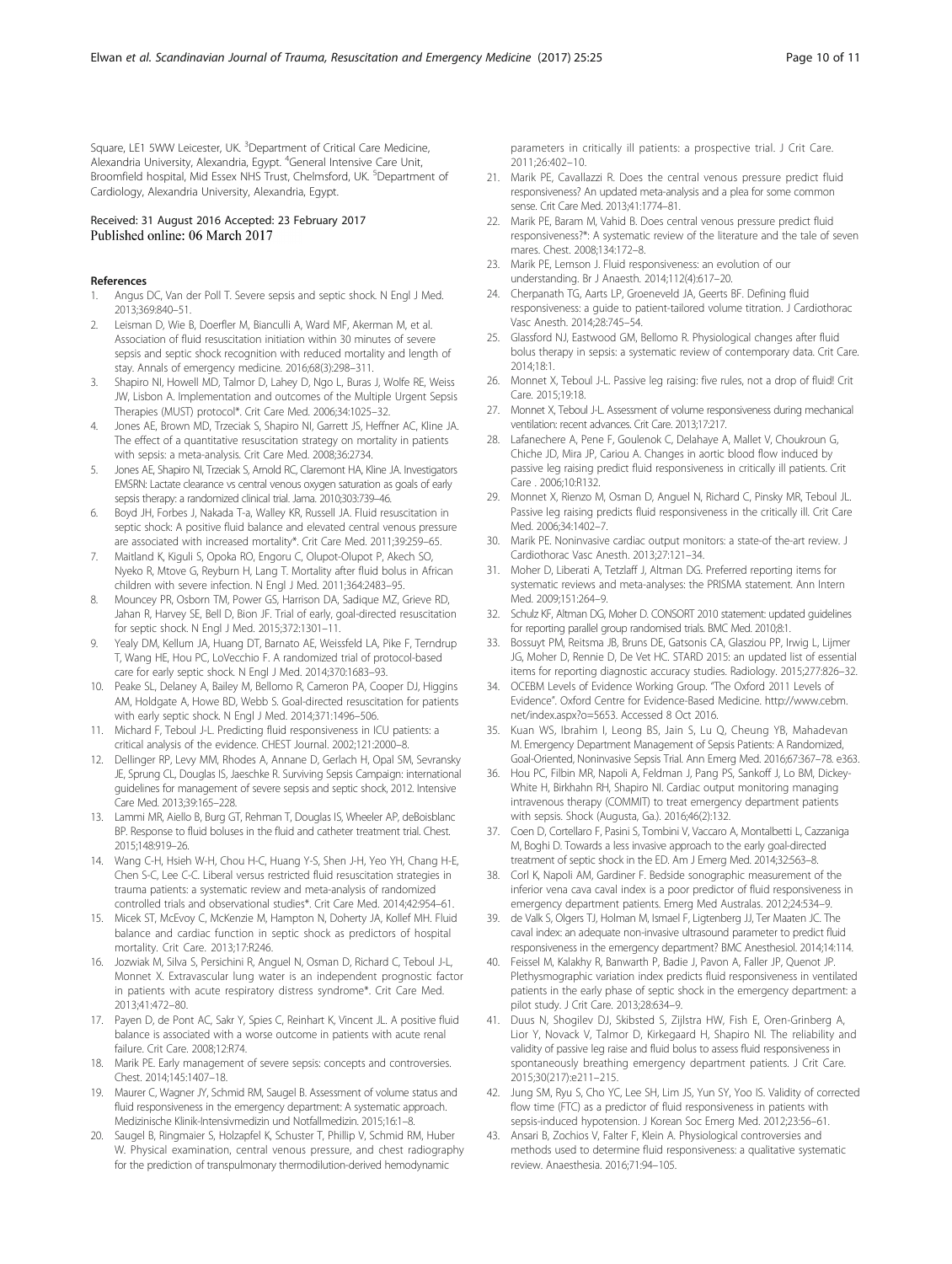Square, LE1 5WW Leicester, UK. [3]Department of Critical Care Medicine, Alexandria University, Alexandria, Egypt. [4]General Intensive Care Unit, Broomfield hospital, Mid Essex NHS Trust, Chelmsford, UK. [5]Department of Cardiology, Alexandria University, Alexandria, Egypt.

Received: 31 August 2016 Accepted: 23 February 2017
Published online: 06 March 2017

## References

1. Angus DC, Van der Poll T. Severe sepsis and septic shock. N Engl J Med. 2013;369:840–51.
2. Leisman D, Wie B, Doerfler M, Bianculli A, Ward MF, Akerman M, et al. Association of fluid resuscitation initiation within 30 minutes of severe sepsis and septic shock recognition with reduced mortality and length of stay. Annals of emergency medicine. 2016;68(3):298–311.
3. Shapiro NI, Howell MD, Talmor D, Lahey D, Ngo L, Buras J, Wolfe RE, Weiss JW, Lisbon A. Implementation and outcomes of the Multiple Urgent Sepsis Therapies (MUST) protocol*. Crit Care Med. 2006;34:1025–32.
4. Jones AE, Brown MD, Trzeciak S, Shapiro NI, Garrett JS, Heffner AC, Kline JA. The effect of a quantitative resuscitation strategy on mortality in patients with sepsis: a meta-analysis. Crit Care Med. 2008;36:2734.
5. Jones AE, Shapiro NI, Trzeciak S, Arnold RC, Claremont HA, Kline JA. Investigators EMSRN: Lactate clearance vs central venous oxygen saturation as goals of early sepsis therapy: a randomized clinical trial. Jama. 2010;303:739–46.
6. Boyd JH, Forbes J, Nakada T-a, Walley KR, Russell JA. Fluid resuscitation in septic shock: A positive fluid balance and elevated central venous pressure are associated with increased mortality*. Crit Care Med. 2011;39:259–65.
7. Maitland K, Kiguli S, Opoka RO, Engoru C, Olupot-Olupot P, Akech SO, Nyeko R, Mtove G, Reyburn H, Lang T. Mortality after fluid bolus in African children with severe infection. N Engl J Med. 2011;364:2483–95.
8. Mouncey PR, Osborn TM, Power GS, Harrison DA, Sadique MZ, Grieve RD, Jahan R, Harvey SE, Bell D, Bion JF. Trial of early, goal-directed resuscitation for septic shock. N Engl J Med. 2015;372:1301–11.
9. Yealy DM, Kellum JA, Huang DT, Barnato AE, Weissfeld LA, Pike F, Terndrup T, Wang HE, Hou PC, LoVecchio F. A randomized trial of protocol-based care for early septic shock. N Engl J Med. 2014;370:1683–93.
10. Peake SL, Delaney A, Bailey M, Bellomo R, Cameron PA, Cooper DJ, Higgins AM, Holdgate A, Howe BD, Webb S. Goal-directed resuscitation for patients with early septic shock. N Engl J Med. 2014;371:1496–506.
11. Michard F, Teboul J-L. Predicting fluid responsiveness in ICU patients: a critical analysis of the evidence. CHEST Journal. 2002;121:2000–8.
12. Dellinger RP, Levy MM, Rhodes A, Annane D, Gerlach H, Opal SM, Sevransky JE, Sprung CL, Douglas IS, Jaeschke R. Surviving Sepsis Campaign: international guidelines for management of severe sepsis and septic shock, 2012. Intensive Care Med. 2013;39:165–228.
13. Lammi MR, Aiello B, Burg GT, Rehman T, Douglas IS, Wheeler AP, deBoisblanc BP. Response to fluid boluses in the fluid and catheter treatment trial. Chest. 2015;148:919–26.
14. Wang C-H, Hsieh W-H, Chou H-C, Huang Y-S, Shen J-H, Yeo YH, Chang H-E, Chen S-C, Lee C-C. Liberal versus restricted fluid resuscitation strategies in trauma patients: a systematic review and meta-analysis of randomized controlled trials and observational studies*. Crit Care Med. 2014;42:954–61.
15. Micek ST, McEvoy C, McKenzie M, Hampton N, Doherty JA, Kollef MH. Fluid balance and cardiac function in septic shock as predictors of hospital mortality. Crit Care. 2013;17:R246.
16. Jozwiak M, Silva S, Persichini R, Anguel N, Osman D, Richard C, Teboul J-L, Monnet X. Extravascular lung water is an independent prognostic factor in patients with acute respiratory distress syndrome*. Crit Care Med. 2013;41:472–80.
17. Payen D, de Pont AC, Sakr Y, Spies C, Reinhart K, Vincent JL. A positive fluid balance is associated with a worse outcome in patients with acute renal failure. Crit Care. 2008;12:R74.
18. Marik PE. Early management of severe sepsis: concepts and controversies. Chest. 2014;145:1407–18.
19. Maurer C, Wagner JY, Schmid RM, Saugel B. Assessment of volume status and fluid responsiveness in the emergency department: A systematic approach. Medizinische Klinik-Intensivmedizin und Notfallmedizin. 2015;16:1–8.
20. Saugel B, Ringmaier S, Holzapfel K, Schuster T, Phillip V, Schmid RM, Huber W. Physical examination, central venous pressure, and chest radiography for the prediction of transpulmonary thermodilution-derived hemodynamic parameters in critically ill patients: a prospective trial. J Crit Care. 2011;26:402–10.
21. Marik PE, Cavallazzi R. Does the central venous pressure predict fluid responsiveness? An updated meta-analysis and a plea for some common sense. Crit Care Med. 2013;41:1774–81.
22. Marik PE, Baram M, Vahid B. Does central venous pressure predict fluid responsiveness?*: A systematic review of the literature and the tale of seven mares. Chest. 2008;134:172–8.
23. Marik PE, Lemson J. Fluid responsiveness: an evolution of our understanding. Br J Anaesth. 2014;112(4):617–20.
24. Cherpanath TG, Aarts LP, Groeneveld JA, Geerts BF. Defining fluid responsiveness: a guide to patient-tailored volume titration. J Cardiothorac Vasc Anesth. 2014;28:745–54.
25. Glassford NJ, Eastwood GM, Bellomo R. Physiological changes after fluid bolus therapy in sepsis: a systematic review of contemporary data. Crit Care. 2014;18:1.
26. Monnet X, Teboul J-L. Passive leg raising: five rules, not a drop of fluid! Crit Care. 2015;19:18.
27. Monnet X, Teboul J-L. Assessment of volume responsiveness during mechanical ventilation: recent advances. Crit Care. 2013;17:217.
28. Lafanechere A, Pene F, Goulenok C, Delahaye A, Mallet V, Choukroun G, Chiche JD, Mira JP, Cariou A. Changes in aortic blood flow induced by passive leg raising predict fluid responsiveness in critically ill patients. Crit Care . 2006;10:R132.
29. Monnet X, Rienzo M, Osman D, Anguel N, Richard C, Pinsky MR, Teboul JL. Passive leg raising predicts fluid responsiveness in the critically ill. Crit Care Med. 2006;34:1402–7.
30. Marik PE. Noninvasive cardiac output monitors: a state-of the-art review. J Cardiothorac Vasc Anesth. 2013;27:121–34.
31. Moher D, Liberati A, Tetzlaff J, Altman DG. Preferred reporting items for systematic reviews and meta-analyses: the PRISMA statement. Ann Intern Med. 2009;151:264–9.
32. Schulz KF, Altman DG, Moher D. CONSORT 2010 statement: updated guidelines for reporting parallel group randomised trials. BMC Med. 2010;8:1.
33. Bossuyt PM, Reitsma JB, Bruns DE, Gatsonis CA, Glasziou PP, Irwig L, Lijmer JG, Moher D, Rennie D, De Vet HC. STARD 2015: an updated list of essential items for reporting diagnostic accuracy studies. Radiology. 2015;277:826–32.
34. OCEBM Levels of Evidence Working Group. "The Oxford 2011 Levels of Evidence". Oxford Centre for Evidence-Based Medicine. http://www.cebm.net/index.aspx?o=5653. Accessed 8 Oct 2016.
35. Kuan WS, Ibrahim I, Leong BS, Jain S, Lu Q, Cheung YB, Mahadevan M. Emergency Department Management of Sepsis Patients: A Randomized, Goal-Oriented, Noninvasive Sepsis Trial. Ann Emerg Med. 2016;67:367–78. e363.
36. Hou PC, Filbin MR, Napoli A, Feldman J, Pang PS, Sankoff J, Lo BM, Dickey-White H, Birkhahn RH, Shapiro NI. Cardiac output monitoring managing intravenous therapy (COMMIT) to treat emergency department patients with sepsis. Shock (Augusta, Ga.). 2016;46(2):132.
37. Coen D, Cortellaro F, Pasini S, Tombini V, Vaccaro A, Montalbetti L, Cazzaniga M, Boghi D. Towards a less invasive approach to the early goal-directed treatment of septic shock in the ED. Am J Emerg Med. 2014;32:563–8.
38. Corl K, Napoli AM, Gardiner F. Bedside sonographic measurement of the inferior vena cava caval index is a poor predictor of fluid responsiveness in emergency department patients. Emerg Med Australas. 2012;24:534–9.
39. de Valk S, Olgers TJ, Holman M, Ismael F, Ligtenberg JJ, Ter Maaten JC. The caval index: an adequate non-invasive ultrasound parameter to predict fluid responsiveness in the emergency department? BMC Anesthesiol. 2014;14:114.
40. Feissel M, Kalakhy R, Banwarth P, Badie J, Pavon A, Faller JP, Quenot JP. Plethysmographic variation index predicts fluid responsiveness in ventilated patients in the early phase of septic shock in the emergency department: a pilot study. J Crit Care. 2013;28:634–9.
41. Duus N, Shogilev DJ, Skibsted S, Zijlstra HW, Fish E, Oren-Grinberg A, Lior Y, Novack V, Talmor D, Kirkegaard H, Shapiro NI. The reliability and validity of passive leg raise and fluid bolus to assess fluid responsiveness in spontaneously breathing emergency department patients. J Crit Care. 2015;30(217):e211–215.
42. Jung SM, Ryu S, Cho YC, Lee SH, Lim JS, Yun SY, Yoo IS. Validity of corrected flow time (FTC) as a predictor of fluid responsiveness in patients with sepsis-induced hypotension. J Korean Soc Emerg Med. 2012;23:56–61.
43. Ansari B, Zochios V, Falter F, Klein A. Physiological controversies and methods used to determine fluid responsiveness: a qualitative systematic review. Anaesthesia. 2016;71:94–105.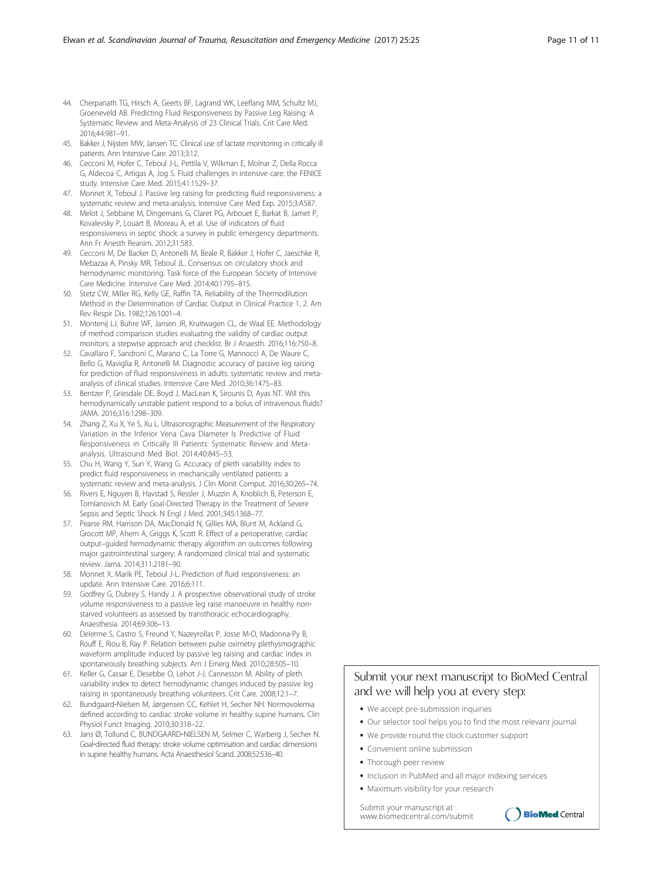44. Cherpanath TG, Hirsch A, Geerts BF, Lagrand WK, Leeflang MM, Schultz MJ, Groeneveld AB. Predicting Fluid Responsiveness by Passive Leg Raising: A Systematic Review and Meta-Analysis of 23 Clinical Trials. Crit Care Med. 2016;44:981–91.
45. Bakker J, Nijsten MW, Jansen TC. Clinical use of lactate monitoring in critically ill patients. Ann Intensive Care. 2013;3:12.
46. Cecconi M, Hofer C, Teboul J-L, Pettila V, Wilkman E, Molnar Z, Della Rocca G, Aldecoa C, Artigas A, Jog S. Fluid challenges in intensive care: the FENICE study. Intensive Care Med. 2015;41:1529–37.
47. Monnet X, Teboul J. Passive leg raising for predicting fluid responsiveness: a systematic review and meta-analysis. Intensive Care Med Exp. 2015;3:A587.
48. Melot J, Sebbane M, Dingemans G, Claret PG, Arbouet E, Barkat B, Jamet P, Kovalevsky P, Louart B, Moreau A, et al. Use of indicators of fluid responsiveness in septic shock: a survey in public emergency departments. Ann Fr Anesth Reanim. 2012;31:583.
49. Cecconi M, De Backer D, Antonelli M, Beale R, Bakker J, Hofer C, Jaeschke R, Mebazaa A, Pinsky MR, Teboul JL. Consensus on circulatory shock and hemodynamic monitoring. Task force of the European Society of Intensive Care Medicine. Intensive Care Med. 2014;40:1795–815.
50. Stetz CW, Miller RG, Kelly GE, Raffin TA. Reliability of the Thermodilution Method in the Determination of Cardiac Output in Clinical Practice 1, 2. Am Rev Respir Dis. 1982;126:1001–4.
51. Montenij LJ, Buhre WF, Jansen JR, Kruitwagen CL, de Waal EE. Methodology of method comparison studies evaluating the validity of cardiac output monitors: a stepwise approach and checklist. Br J Anaesth. 2016;116:750–8.
52. Cavallaro F, Sandroni C, Marano C, La Torre G, Mannocci A, De Waure C, Bello G, Maviglia R, Antonelli M. Diagnostic accuracy of passive leg raising for prediction of fluid responsiveness in adults: systematic review and meta-analysis of clinical studies. Intensive Care Med. 2010;36:1475–83.
53. Bentzer P, Griesdale DE, Boyd J, MacLean K, Sirounis D, Ayas NT. Will this hemodynamically unstable patient respond to a bolus of intravenous fluids? JAMA. 2016;316:1298–309.
54. Zhang Z, Xu X, Ye S, Xu L. Ultrasonographic Measurement of the Respiratory Variation in the Inferior Vena Cava Diameter Is Predictive of Fluid Responsiveness in Critically Ill Patients: Systematic Review and Meta-analysis. Ultrasound Med Biol. 2014;40:845–53.
55. Chu H, Wang Y, Sun Y, Wang G. Accuracy of pleth variability index to predict fluid responsiveness in mechanically ventilated patients: a systematic review and meta-analysis. J Clin Monit Comput. 2016;30:265–74.
56. Rivers E, Nguyen B, Havstad S, Ressler J, Muzzin A, Knoblich B, Peterson E, Tomlanovich M. Early Goal-Directed Therapy in the Treatment of Severe Sepsis and Septic Shock. N Engl J Med. 2001;345:1368–77.
57. Pearse RM, Harrison DA, MacDonald N, Gillies MA, Blunt M, Ackland G, Grocott MP, Ahern A, Griggs K, Scott R. Effect of a perioperative, cardiac output–guided hemodynamic therapy algorithm on outcomes following major gastrointestinal surgery: A randomized clinical trial and systematic review. Jama. 2014;311:2181–90.
58. Monnet X, Marik PE, Teboul J-L. Prediction of fluid responsiveness: an update. Ann Intensive Care. 2016;6:111.
59. Godfrey G, Dubrey S, Handy J. A prospective observational study of stroke volume responsiveness to a passive leg raise manoeuvre in healthy non-starved volunteers as assessed by transthoracic echocardiography. Anaesthesia. 2014;69:306–13.
60. Delerme S, Castro S, Freund Y, Nazeyrollas P, Josse M-O, Madonna-Py B, Rouff E, Riou B, Ray P. Relation between pulse oximetry plethysmographic waveform amplitude induced by passive leg raising and cardiac index in spontaneously breathing subjects. Am J Emerg Med. 2010;28:505–10.
61. Keller G, Cassar E, Desebbe O, Lehot J-J, Cannesson M. Ability of pleth variability index to detect hemodynamic changes induced by passive leg raising in spontaneously breathing volunteers. Crit Care. 2008;12:1–7.
62. Bundgaard-Nielsen M, Jørgensen CC, Kehlet H, Secher NH. Normovolemia defined according to cardiac stroke volume in healthy supine humans. Clin Physiol Funct Imaging. 2010;30:318–22.
63. Jans Ø, Tollund C, BUNDGAARD-NIELSEN M, Selmer C, Warberg J, Secher N. Goal-directed fluid therapy: stroke volume optimisation and cardiac dimensions in supine healthy humans. Acta Anaesthesiol Scand. 2008;52:536–40.

Submit your next manuscript to BioMed Central and we will help you at every step:

- We accept pre-submission inquiries
- Our selector tool helps you to find the most relevant journal
- We provide round the clock customer support
- Convenient online submission
- Thorough peer review
- Inclusion in PubMed and all major indexing services
- Maximum visibility for your research

Submit your manuscript at www.biomedcentral.com/submit

BioMed Central